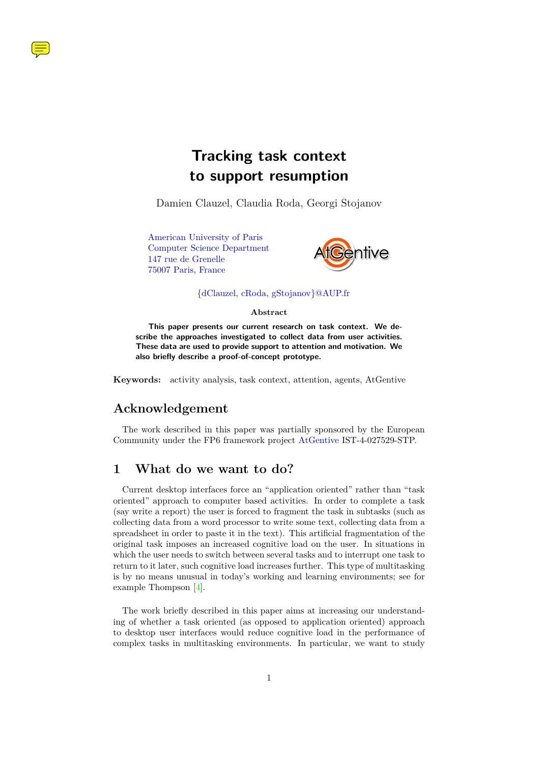# Tracking task context to support resumption

Damien Clauzel, Claudia Roda, Georgi Stojanov

American University of Paris
Computer Science Department
147 rue de Grenelle
75007 Paris, France

AtGentive

{dClauzel, cRoda, gStojanov}@AUP.fr

**Abstract**

**This paper presents our current research on task context. We describe the approaches investigated to collect data from user activities. These data are used to provide support to attention and motivation. We also briefly describe a proof-of-concept prototype.**

**Keywords:** activity analysis, task context, attention, agents, AtGentive

## Acknowledgement

The work described in this paper was partially sponsored by the European Community under the FP6 framework project AtGentive IST-4-027529-STP.

## 1 What do we want to do?

Current desktop interfaces force an "application oriented" rather than "task oriented" approach to computer based activities. In order to complete a task (say write a report) the user is forced to fragment the task in subtasks (such as collecting data from a word processor to write some text, collecting data from a spreadsheet in order to paste it in the text). This artificial fragmentation of the original task imposes an increased cognitive load on the user. In situations in which the user needs to switch between several tasks and to interrupt one task to return to it later, such cognitive load increases further. This type of multitasking is by no means unusual in today's working and learning environments; see for example Thompson [4].

The work briefly described in this paper aims at increasing our understanding of whether a task oriented (as opposed to application oriented) approach to desktop user interfaces would reduce cognitive load in the performance of complex tasks in multitasking environments. In particular, we want to study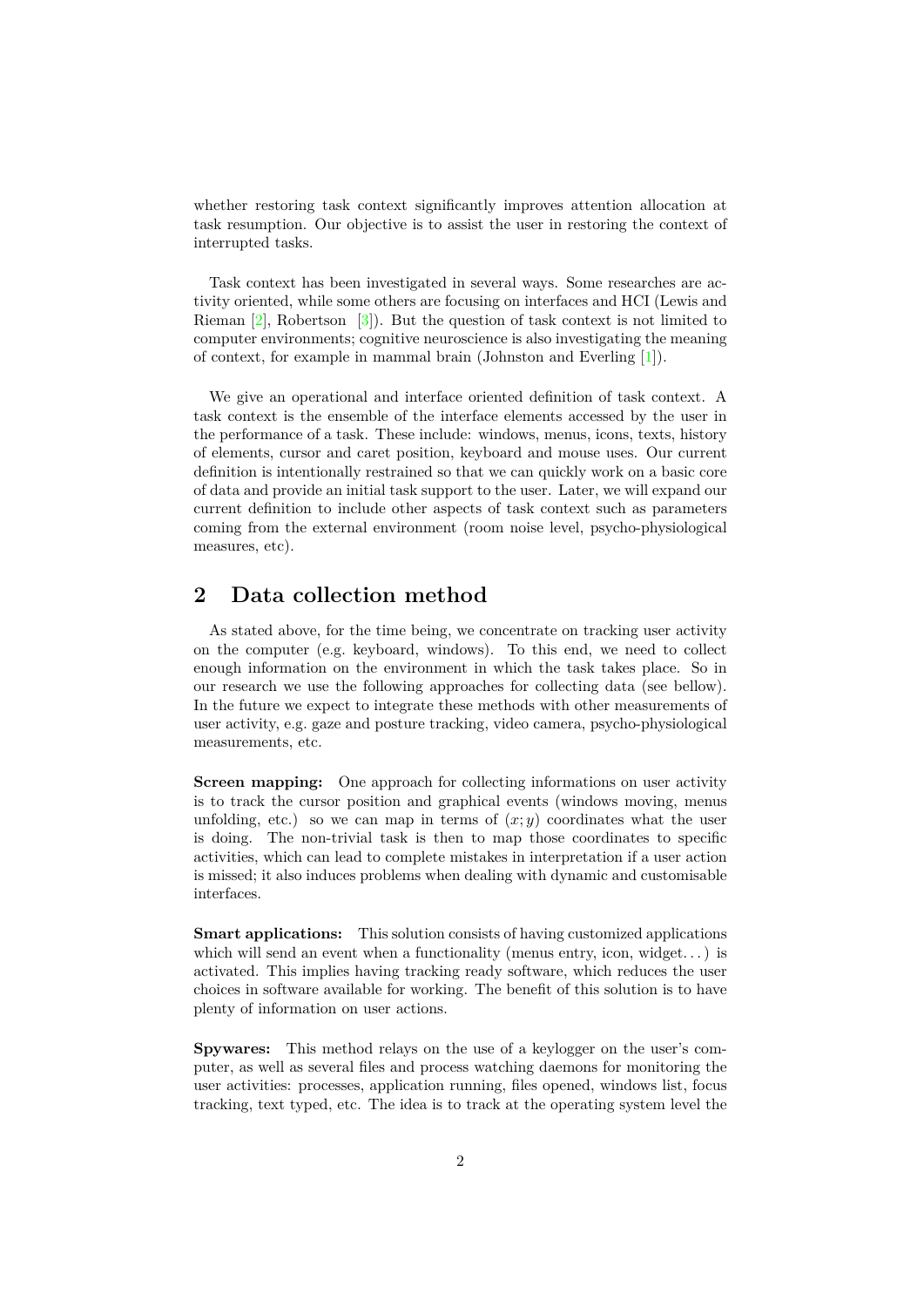whether restoring task context significantly improves attention allocation at task resumption. Our objective is to assist the user in restoring the context of interrupted tasks.

Task context has been investigated in several ways. Some researches are activity oriented, while some others are focusing on interfaces and HCI (Lewis and Rieman [2], Robertson [3]). But the question of task context is not limited to computer environments; cognitive neuroscience is also investigating the meaning of context, for example in mammal brain (Johnston and Everling [1]).

We give an operational and interface oriented definition of task context. A task context is the ensemble of the interface elements accessed by the user in the performance of a task. These include: windows, menus, icons, texts, history of elements, cursor and caret position, keyboard and mouse uses. Our current definition is intentionally restrained so that we can quickly work on a basic core of data and provide an initial task support to the user. Later, we will expand our current definition to include other aspects of task context such as parameters coming from the external environment (room noise level, psycho-physiological measures, etc).

## 2 Data collection method

As stated above, for the time being, we concentrate on tracking user activity on the computer (e.g. keyboard, windows). To this end, we need to collect enough information on the environment in which the task takes place. So in our research we use the following approaches for collecting data (see bellow). In the future we expect to integrate these methods with other measurements of user activity, e.g. gaze and posture tracking, video camera, psycho-physiological measurements, etc.

**Screen mapping:** One approach for collecting informations on user activity is to track the cursor position and graphical events (windows moving, menus unfolding, etc.) so we can map in terms of $(x; y)$ coordinates what the user is doing. The non-trivial task is then to map those coordinates to specific activities, which can lead to complete mistakes in interpretation if a user action is missed; it also induces problems when dealing with dynamic and customisable interfaces.

**Smart applications:** This solution consists of having customized applications which will send an event when a functionality (menus entry, icon, widget...) is activated. This implies having tracking ready software, which reduces the user choices in software available for working. The benefit of this solution is to have plenty of information on user actions.

**Spywares:** This method relays on the use of a keylogger on the user's computer, as well as several files and process watching daemons for monitoring the user activities: processes, application running, files opened, windows list, focus tracking, text typed, etc. The idea is to track at the operating system level the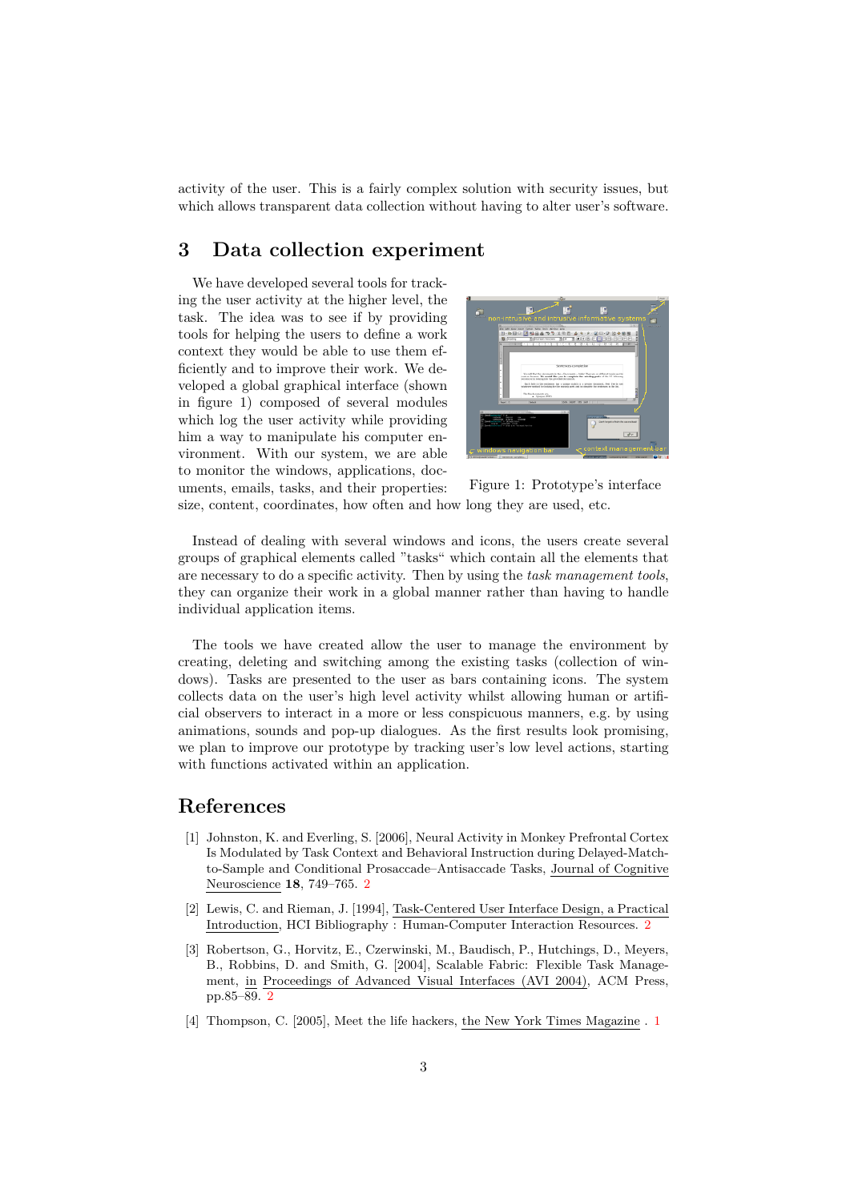activity of the user. This is a fairly complex solution with security issues, but which allows transparent data collection without having to alter user's software.

## 3 Data collection experiment

We have developed several tools for tracking the user activity at the higher level, the task. The idea was to see if by providing tools for helping the users to define a work context they would be able to use them efficiently and to improve their work. We developed a global graphical interface (shown in figure 1) composed of several modules which log the user activity while providing him a way to manipulate his computer environment. With our system, we are able to monitor the windows, applications, documents, emails, tasks, and their properties: size, content, coordinates, how often and how long they are used, etc.

Figure 1: Prototype's interface

Instead of dealing with several windows and icons, the users create several groups of graphical elements called "tasks" which contain all the elements that are necessary to do a specific activity. Then by using the *task management tools*, they can organize their work in a global manner rather than having to handle individual application items.

The tools we have created allow the user to manage the environment by creating, deleting and switching among the existing tasks (collection of windows). Tasks are presented to the user as bars containing icons. The system collects data on the user's high level activity whilst allowing human or artificial observers to interact in a more or less conspicuous manners, e.g. by using animations, sounds and pop-up dialogues. As the first results look promising, we plan to improve our prototype by tracking user's low level actions, starting with functions activated within an application.

## References

[1] Johnston, K. and Everling, S. [2006], Neural Activity in Monkey Prefrontal Cortex Is Modulated by Task Context and Behavioral Instruction during Delayed-Match-to-Sample and Conditional Prosaccade–Antisaccade Tasks, Journal of Cognitive Neuroscience **18**, 749–765. 2

[2] Lewis, C. and Rieman, J. [1994], Task-Centered User Interface Design, a Practical Introduction, HCI Bibliography : Human-Computer Interaction Resources. 2

[3] Robertson, G., Horvitz, E., Czerwinski, M., Baudisch, P., Hutchings, D., Meyers, B., Robbins, D. and Smith, G. [2004], Scalable Fabric: Flexible Task Management, in Proceedings of Advanced Visual Interfaces (AVI 2004), ACM Press, pp.85–89. 2

[4] Thompson, C. [2005], Meet the life hackers, the New York Times Magazine . 1